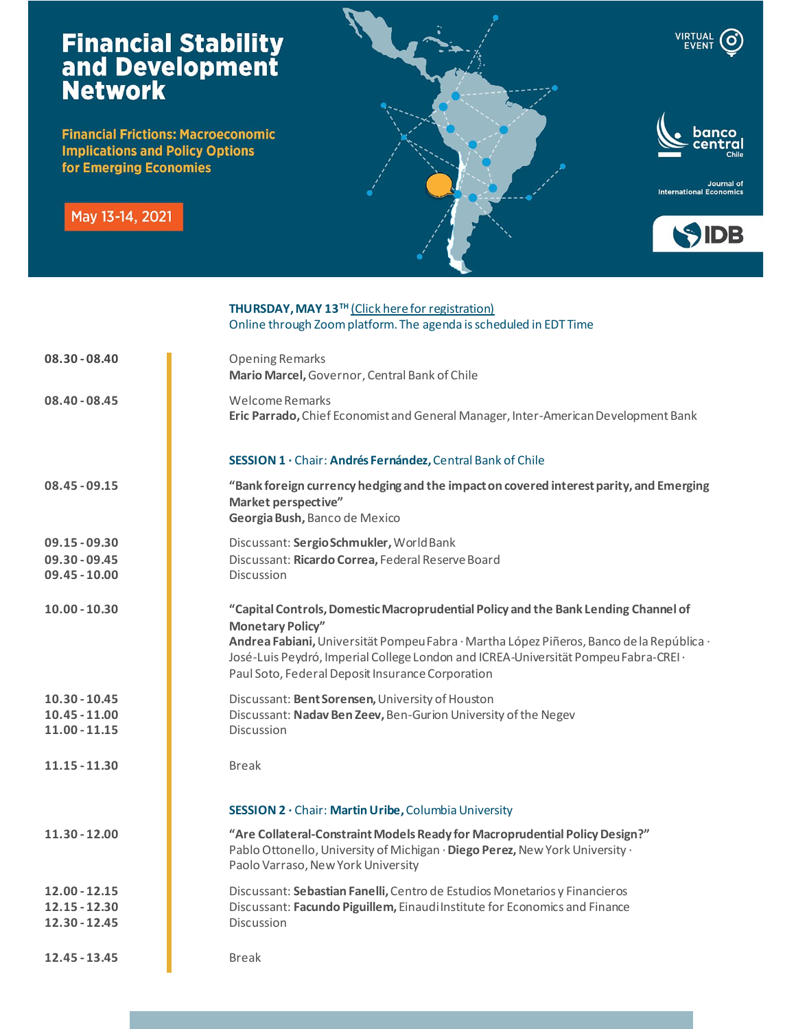# Financial Stability and Development Network

**Financial Frictions: Macroeconomic Implications and Policy Options for Emerging Economies**

May 13-14, 2021

VIRTUAL EVENT

banco central Chile

Journal of International Economics

IDB

**THURSDAY, MAY 13TH** (Click here for registration)
Online through Zoom platform. The agenda is scheduled in EDT Time

**08.30 - 08.40**
Opening Remarks
**Mario Marcel,** Governor, Central Bank of Chile

**08.40 - 08.45**
Welcome Remarks
**Eric Parrado,** Chief Economist and General Manager, Inter-American Development Bank

## SESSION 1 · Chair: Andrés Fernández, Central Bank of Chile

**08.45 - 09.15**
**"Bank foreign currency hedging and the impact on covered interest parity, and Emerging Market perspective"**
**Georgia Bush,** Banco de Mexico

**09.15 - 09.30** Discussant: **Sergio Schmukler,** World Bank
**09.30 - 09.45** Discussant: **Ricardo Correa,** Federal Reserve Board
**09.45 - 10.00** Discussion

**10.00 - 10.30**
**"Capital Controls, Domestic Macroprudential Policy and the Bank Lending Channel of Monetary Policy"**
**Andrea Fabiani,** Universität Pompeu Fabra · Martha López Piñeros, Banco de la República · José-Luis Peydró, Imperial College London and ICREA-Universitát Pompeu Fabra-CREI · Paul Soto, Federal Deposit Insurance Corporation

**10.30 - 10.45** Discussant: **Bent Sorensen,** University of Houston
**10.45 - 11.00** Discussant: **Nadav Ben Zeev,** Ben-Gurion University of the Negev
**11.00 - 11.15** Discussion

**11.15 - 11.30** Break

## SESSION 2 · Chair: Martin Uribe, Columbia University

**11.30 - 12.00**
**"Are Collateral-Constraint Models Ready for Macroprudential Policy Design?"**
Pablo Ottonello, University of Michigan · **Diego Perez,** New York University · Paolo Varraso, New York University

**12.00 - 12.15** Discussant: **Sebastian Fanelli,** Centro de Estudios Monetarios y Financieros
**12.15 - 12.30** Discussant: **Facundo Piguillem,** Einaudi Institute for Economics and Finance
**12.30 - 12.45** Discussion

**12.45 - 13.45** Break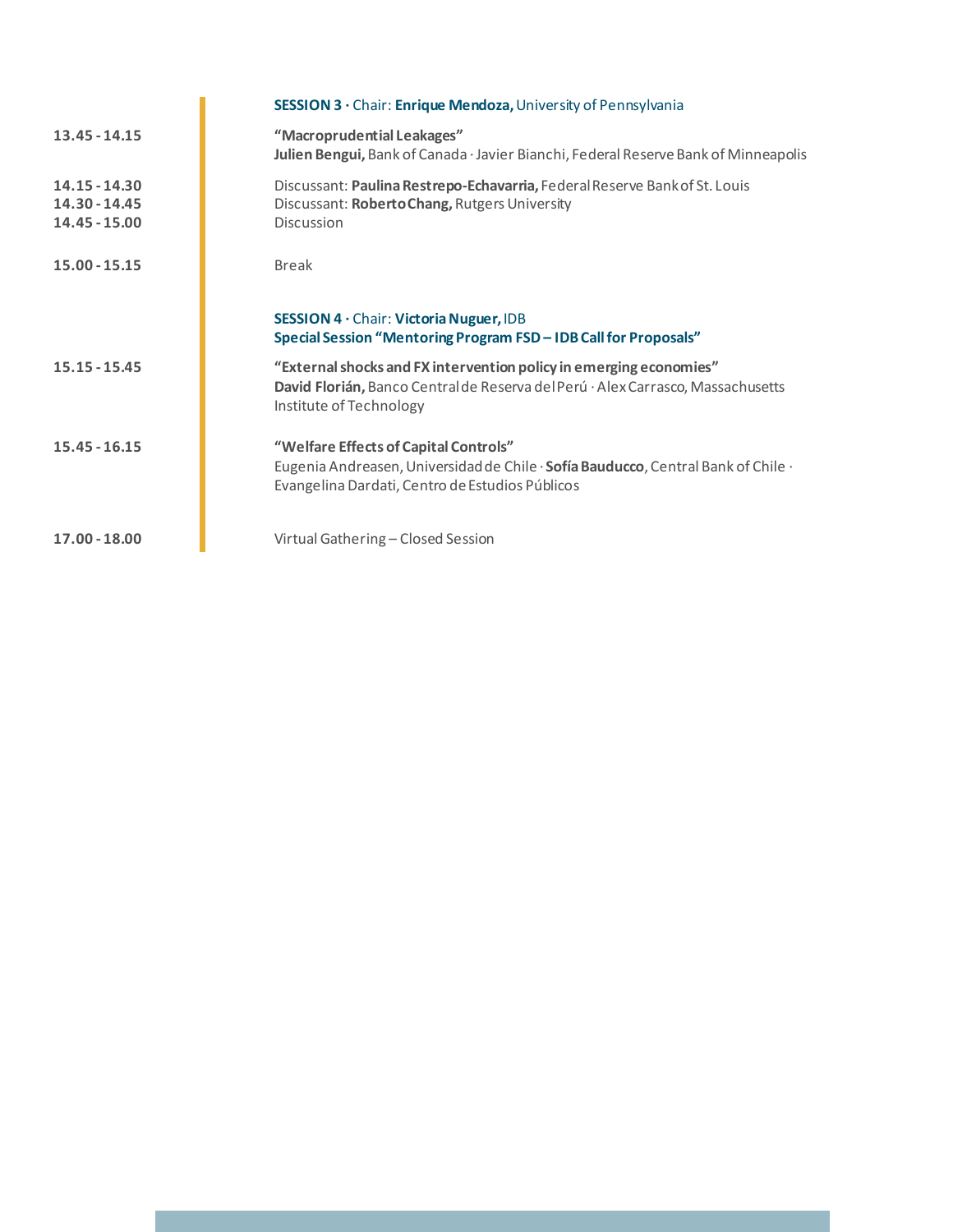| | |
|---|---|
| | **SESSION 3** · Chair: **Enrique Mendoza,** University of Pennsylvania |
| **13.45 - 14.15** | **"Macroprudential Leakages"**<br>**Julien Bengui,** Bank of Canada · Javier Bianchi, Federal Reserve Bank of Minneapolis |
| **14.15 - 14.30** | Discussant: **Paulina Restrepo-Echavarria,** Federal Reserve Bank of St. Louis |
| **14.30 - 14.45** | Discussant: **Roberto Chang,** Rutgers University |
| **14.45 - 15.00** | Discussion |
| **15.00 - 15.15** | Break |
| | **SESSION 4** · Chair: **Victoria Nuguer,** IDB<br>**Special Session "Mentoring Program FSD – IDB Call for Proposals"** |
| **15.15 - 15.45** | **"External shocks and FX intervention policy in emerging economies"**<br>**David Florián,** Banco Central de Reserva del Perú · Alex Carrasco, Massachusetts Institute of Technology |
| **15.45 - 16.15** | **"Welfare Effects of Capital Controls"**<br>Eugenia Andreasen, Universidad de Chile · **Sofía Bauducco**, Central Bank of Chile · Evangelina Dardati, Centro de Estudios Públicos |
| **17.00 - 18.00** | Virtual Gathering – Closed Session |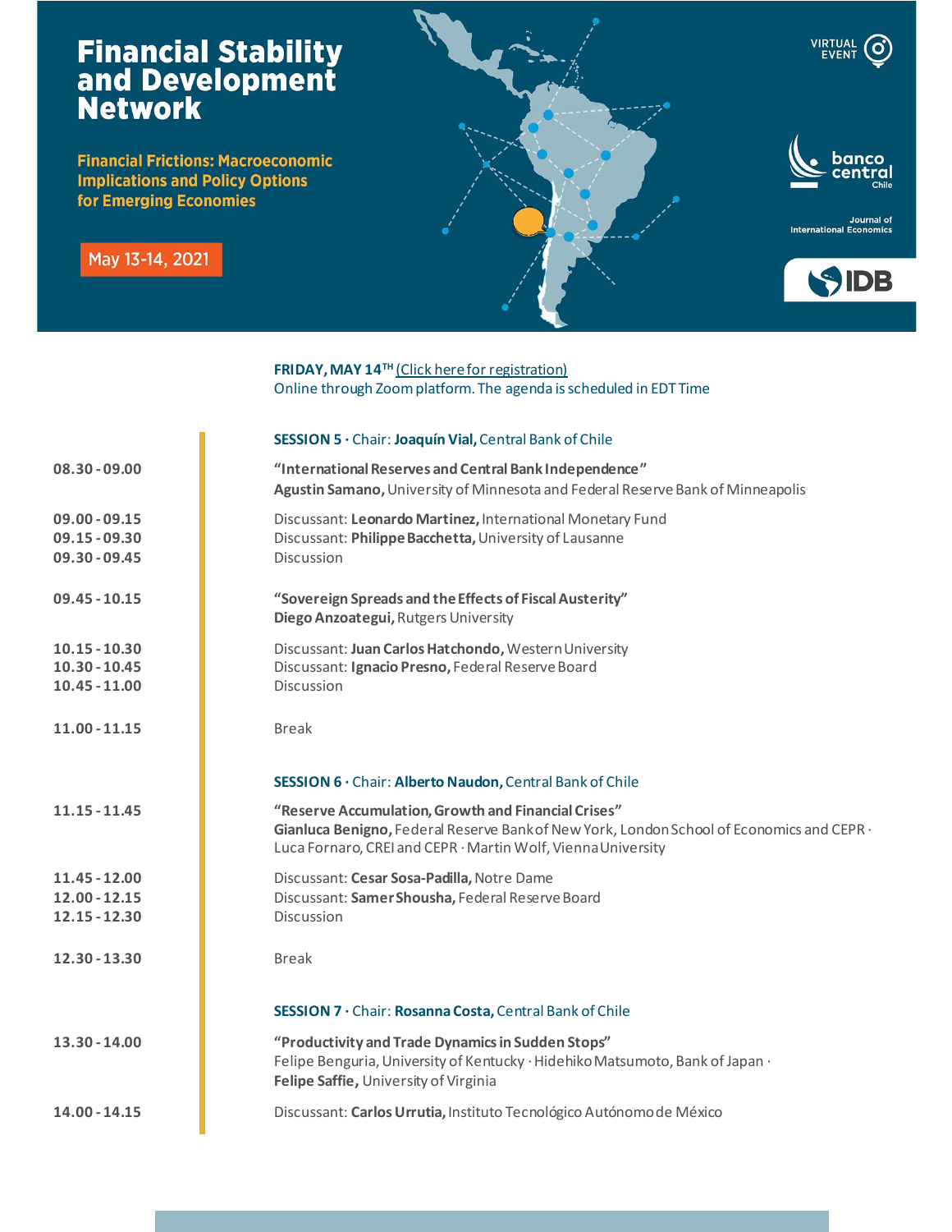# Financial Stability and Development Network

**Financial Frictions: Macroeconomic Implications and Policy Options for Emerging Economies**

May 13-14, 2021

VIRTUAL EVENT

banco central Chile

Journal of International Economics

IDB

**FRIDAY, MAY 14TH** (Click here for registration)
Online through Zoom platform. The agenda is scheduled in EDT Time

**SESSION 5** · Chair: **Joaquín Vial,** Central Bank of Chile

| | |
|---|---|
| **08.30 - 09.00** | **"International Reserves and Central Bank Independence"**<br>**Agustin Samano,** University of Minnesota and Federal Reserve Bank of Minneapolis |
| **09.00 - 09.15** | Discussant: **Leonardo Martinez,** International Monetary Fund |
| **09.15 - 09.30** | Discussant: **Philippe Bacchetta,** University of Lausanne |
| **09.30 - 09.45** | Discussion |
| **09.45 - 10.15** | **"Sovereign Spreads and the Effects of Fiscal Austerity"**<br>**Diego Anzoategui,** Rutgers University |
| **10.15 - 10.30** | Discussant: **Juan Carlos Hatchondo,** Western University |
| **10.30 - 10.45** | Discussant: **Ignacio Presno,** Federal Reserve Board |
| **10.45 - 11.00** | Discussion |
| **11.00 - 11.15** | Break |

**SESSION 6** · Chair: **Alberto Naudon,** Central Bank of Chile

| | |
|---|---|
| **11.15 - 11.45** | **"Reserve Accumulation, Growth and Financial Crises"**<br>**Gianluca Benigno,** Federal Reserve Bank of New York, London School of Economics and CEPR · Luca Fornaro, CREI and CEPR · Martin Wolf, Vienna University |
| **11.45 - 12.00** | Discussant: **Cesar Sosa-Padilla,** Notre Dame |
| **12.00 - 12.15** | Discussant: **Samer Shousha,** Federal Reserve Board |
| **12.15 - 12.30** | Discussion |
| **12.30 - 13.30** | Break |

**SESSION 7** · Chair: **Rosanna Costa,** Central Bank of Chile

| | |
|---|---|
| **13.30 - 14.00** | **"Productivity and Trade Dynamics in Sudden Stops"**<br>Felipe Benguria, University of Kentucky · Hidehiko Matsumoto, Bank of Japan · **Felipe Saffie,** University of Virginia |
| **14.00 - 14.15** | Discussant: **Carlos Urrutia,** Instituto Tecnológico Autónomo de México |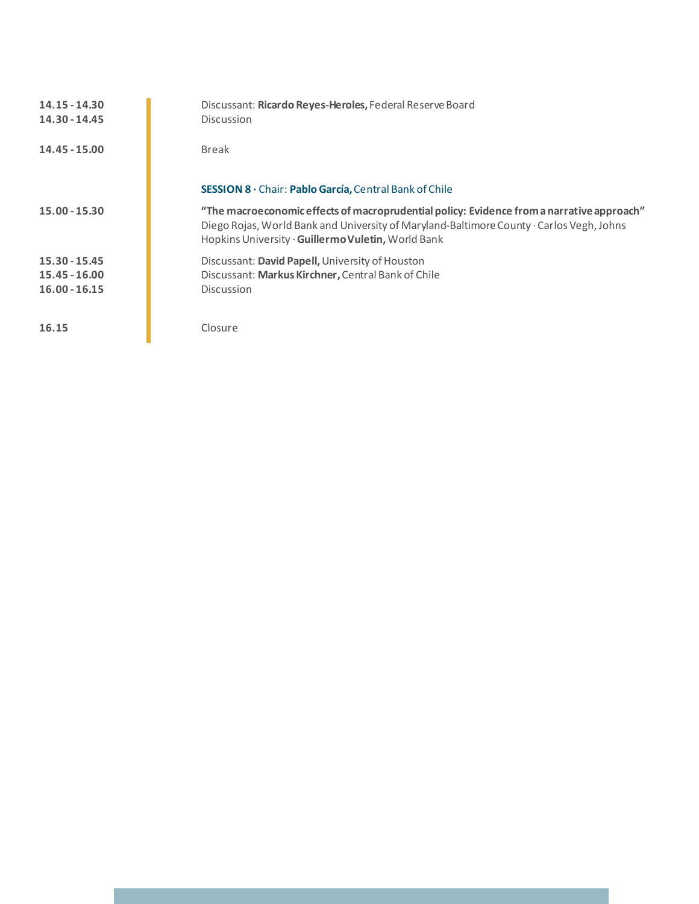| | |
|---|---|
| **14.15 - 14.30** | Discussant: **Ricardo Reyes-Heroles,** Federal Reserve Board |
| **14.30 - 14.45** | Discussion |
| **14.45 - 15.00** | Break |
| | **SESSION 8** · Chair: **Pablo García,** Central Bank of Chile |
| **15.00 - 15.30** | **"The macroeconomic effects of macroprudential policy: Evidence from a narrative approach"** Diego Rojas, World Bank and University of Maryland-Baltimore County · Carlos Vegh, Johns Hopkins University · **Guillermo Vuletin,** World Bank |
| **15.30 - 15.45** | Discussant: **David Papell,** University of Houston |
| **15.45 - 16.00** | Discussant: **Markus Kirchner,** Central Bank of Chile |
| **16.00 - 16.15** | Discussion |
| **16.15** | Closure |